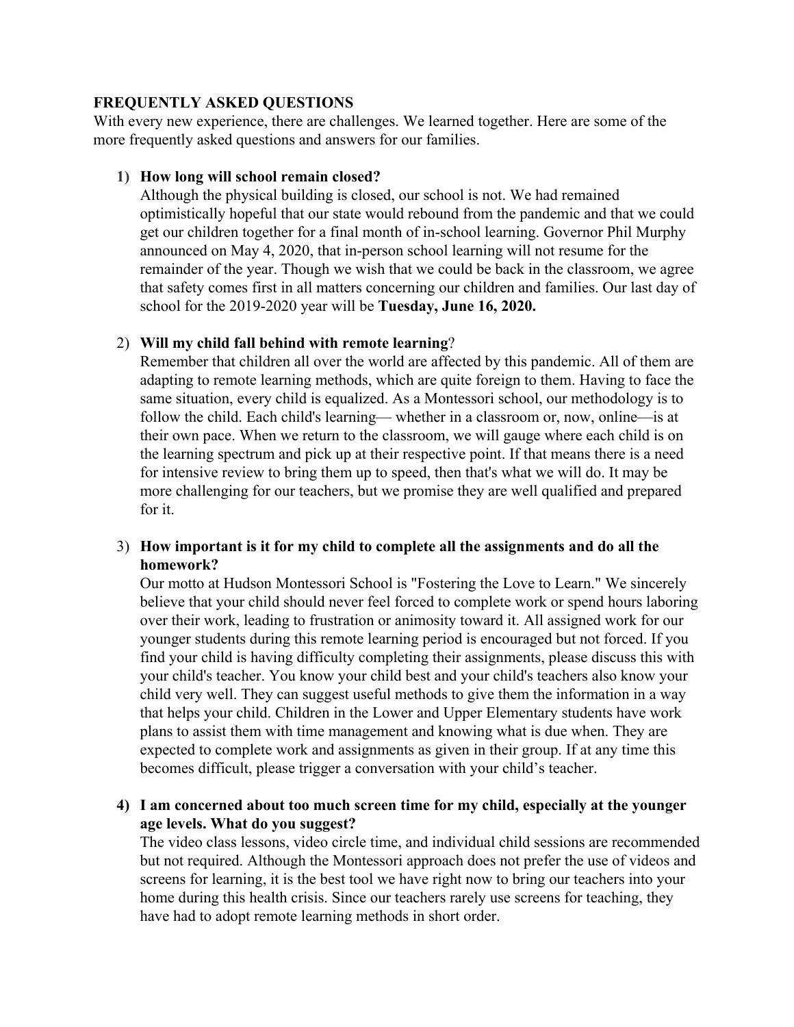**FREQUENTLY ASKED QUESTIONS**

With every new experience, there are challenges. We learned together. Here are some of the more frequently asked questions and answers for our families.

1) **How long will school remain closed?**
   Although the physical building is closed, our school is not. We had remained optimistically hopeful that our state would rebound from the pandemic and that we could get our children together for a final month of in-school learning. Governor Phil Murphy announced on May 4, 2020, that in-person school learning will not resume for the remainder of the year. Though we wish that we could be back in the classroom, we agree that safety comes first in all matters concerning our children and families. Our last day of school for the 2019-2020 year will be **Tuesday, June 16, 2020.**

2) **Will my child fall behind with remote learning**?
   Remember that children all over the world are affected by this pandemic. All of them are adapting to remote learning methods, which are quite foreign to them. Having to face the same situation, every child is equalized. As a Montessori school, our methodology is to follow the child. Each child's learning— whether in a classroom or, now, online—is at their own pace. When we return to the classroom, we will gauge where each child is on the learning spectrum and pick up at their respective point. If that means there is a need for intensive review to bring them up to speed, then that's what we will do. It may be more challenging for our teachers, but we promise they are well qualified and prepared for it.

3) **How important is it for my child to complete all the assignments and do all the homework?**
   Our motto at Hudson Montessori School is "Fostering the Love to Learn." We sincerely believe that your child should never feel forced to complete work or spend hours laboring over their work, leading to frustration or animosity toward it. All assigned work for our younger students during this remote learning period is encouraged but not forced. If you find your child is having difficulty completing their assignments, please discuss this with your child's teacher. You know your child best and your child's teachers also know your child very well. They can suggest useful methods to give them the information in a way that helps your child. Children in the Lower and Upper Elementary students have work plans to assist them with time management and knowing what is due when. They are expected to complete work and assignments as given in their group. If at any time this becomes difficult, please trigger a conversation with your child's teacher.

4) **I am concerned about too much screen time for my child, especially at the younger age levels. What do you suggest?**
   The video class lessons, video circle time, and individual child sessions are recommended but not required. Although the Montessori approach does not prefer the use of videos and screens for learning, it is the best tool we have right now to bring our teachers into your home during this health crisis. Since our teachers rarely use screens for teaching, they have had to adopt remote learning methods in short order.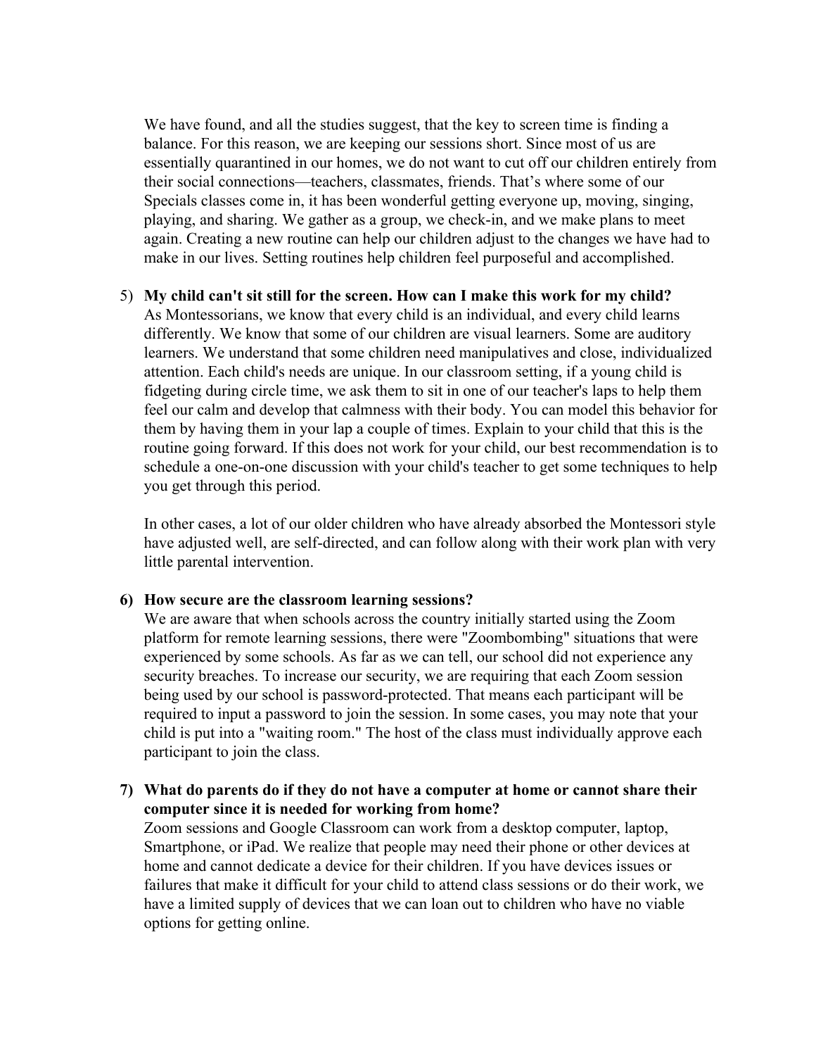We have found, and all the studies suggest, that the key to screen time is finding a balance. For this reason, we are keeping our sessions short. Since most of us are essentially quarantined in our homes, we do not want to cut off our children entirely from their social connections—teachers, classmates, friends. That's where some of our Specials classes come in, it has been wonderful getting everyone up, moving, singing, playing, and sharing. We gather as a group, we check-in, and we make plans to meet again. Creating a new routine can help our children adjust to the changes we have had to make in our lives. Setting routines help children feel purposeful and accomplished.

5) **My child can't sit still for the screen. How can I make this work for my child?**
   As Montessorians, we know that every child is an individual, and every child learns differently. We know that some of our children are visual learners. Some are auditory learners. We understand that some children need manipulatives and close, individualized attention. Each child's needs are unique. In our classroom setting, if a young child is fidgeting during circle time, we ask them to sit in one of our teacher's laps to help them feel our calm and develop that calmness with their body. You can model this behavior for them by having them in your lap a couple of times. Explain to your child that this is the routine going forward. If this does not work for your child, our best recommendation is to schedule a one-on-one discussion with your child's teacher to get some techniques to help you get through this period.

   In other cases, a lot of our older children who have already absorbed the Montessori style have adjusted well, are self-directed, and can follow along with their work plan with very little parental intervention.

6) **How secure are the classroom learning sessions?**
   We are aware that when schools across the country initially started using the Zoom platform for remote learning sessions, there were "Zoombombing" situations that were experienced by some schools. As far as we can tell, our school did not experience any security breaches. To increase our security, we are requiring that each Zoom session being used by our school is password-protected. That means each participant will be required to input a password to join the session. In some cases, you may note that your child is put into a "waiting room." The host of the class must individually approve each participant to join the class.

7) **What do parents do if they do not have a computer at home or cannot share their computer since it is needed for working from home?**
   Zoom sessions and Google Classroom can work from a desktop computer, laptop, Smartphone, or iPad. We realize that people may need their phone or other devices at home and cannot dedicate a device for their children. If you have devices issues or failures that make it difficult for your child to attend class sessions or do their work, we have a limited supply of devices that we can loan out to children who have no viable options for getting online.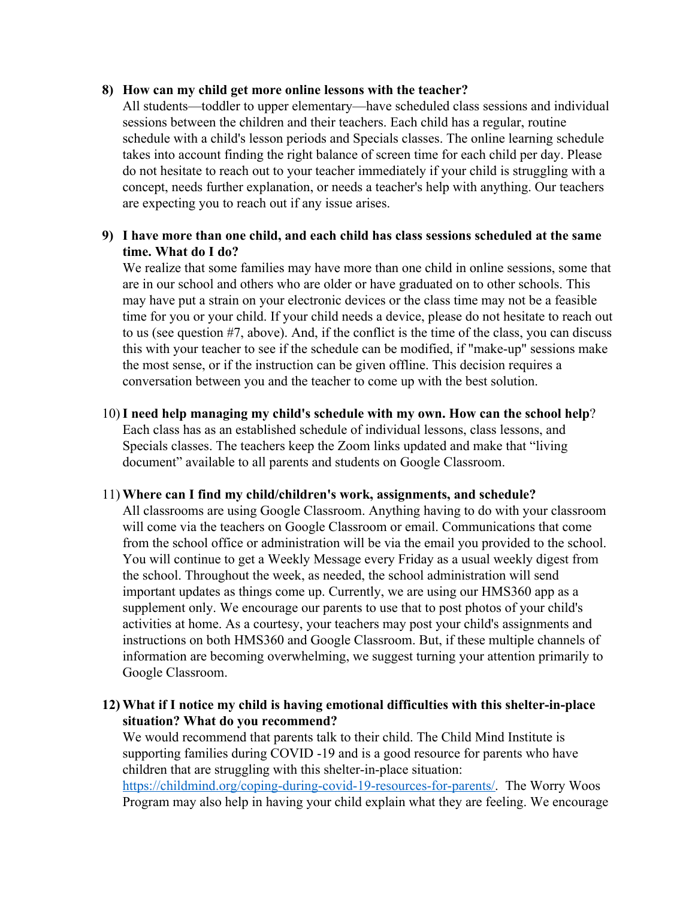8) **How can my child get more online lessons with the teacher?**
   All students—toddler to upper elementary—have scheduled class sessions and individual sessions between the children and their teachers. Each child has a regular, routine schedule with a child's lesson periods and Specials classes. The online learning schedule takes into account finding the right balance of screen time for each child per day. Please do not hesitate to reach out to your teacher immediately if your child is struggling with a concept, needs further explanation, or needs a teacher's help with anything. Our teachers are expecting you to reach out if any issue arises.

9) **I have more than one child, and each child has class sessions scheduled at the same time. What do I do?**
   We realize that some families may have more than one child in online sessions, some that are in our school and others who are older or have graduated on to other schools. This may have put a strain on your electronic devices or the class time may not be a feasible time for you or your child. If your child needs a device, please do not hesitate to reach out to us (see question #7, above). And, if the conflict is the time of the class, you can discuss this with your teacher to see if the schedule can be modified, if "make-up" sessions make the most sense, or if the instruction can be given offline. This decision requires a conversation between you and the teacher to come up with the best solution.

10) **I need help managing my child's schedule with my own. How can the school help**?
    Each class has as an established schedule of individual lessons, class lessons, and Specials classes. The teachers keep the Zoom links updated and make that "living document" available to all parents and students on Google Classroom.

11) **Where can I find my child/children's work, assignments, and schedule?**
    All classrooms are using Google Classroom. Anything having to do with your classroom will come via the teachers on Google Classroom or email. Communications that come from the school office or administration will be via the email you provided to the school. You will continue to get a Weekly Message every Friday as a usual weekly digest from the school. Throughout the week, as needed, the school administration will send important updates as things come up. Currently, we are using our HMS360 app as a supplement only. We encourage our parents to use that to post photos of your child's activities at home. As a courtesy, your teachers may post your child's assignments and instructions on both HMS360 and Google Classroom. But, if these multiple channels of information are becoming overwhelming, we suggest turning your attention primarily to Google Classroom.

12) **What if I notice my child is having emotional difficulties with this shelter-in-place situation? What do you recommend?**
    We would recommend that parents talk to their child. The Child Mind Institute is supporting families during COVID -19 and is a good resource for parents who have children that are struggling with this shelter-in-place situation: [https://childmind.org/coping-during-covid-19-resources-for-parents/](https://childmind.org/coping-during-covid-19-resources-for-parents/). The Worry Woos Program may also help in having your child explain what they are feeling. We encourage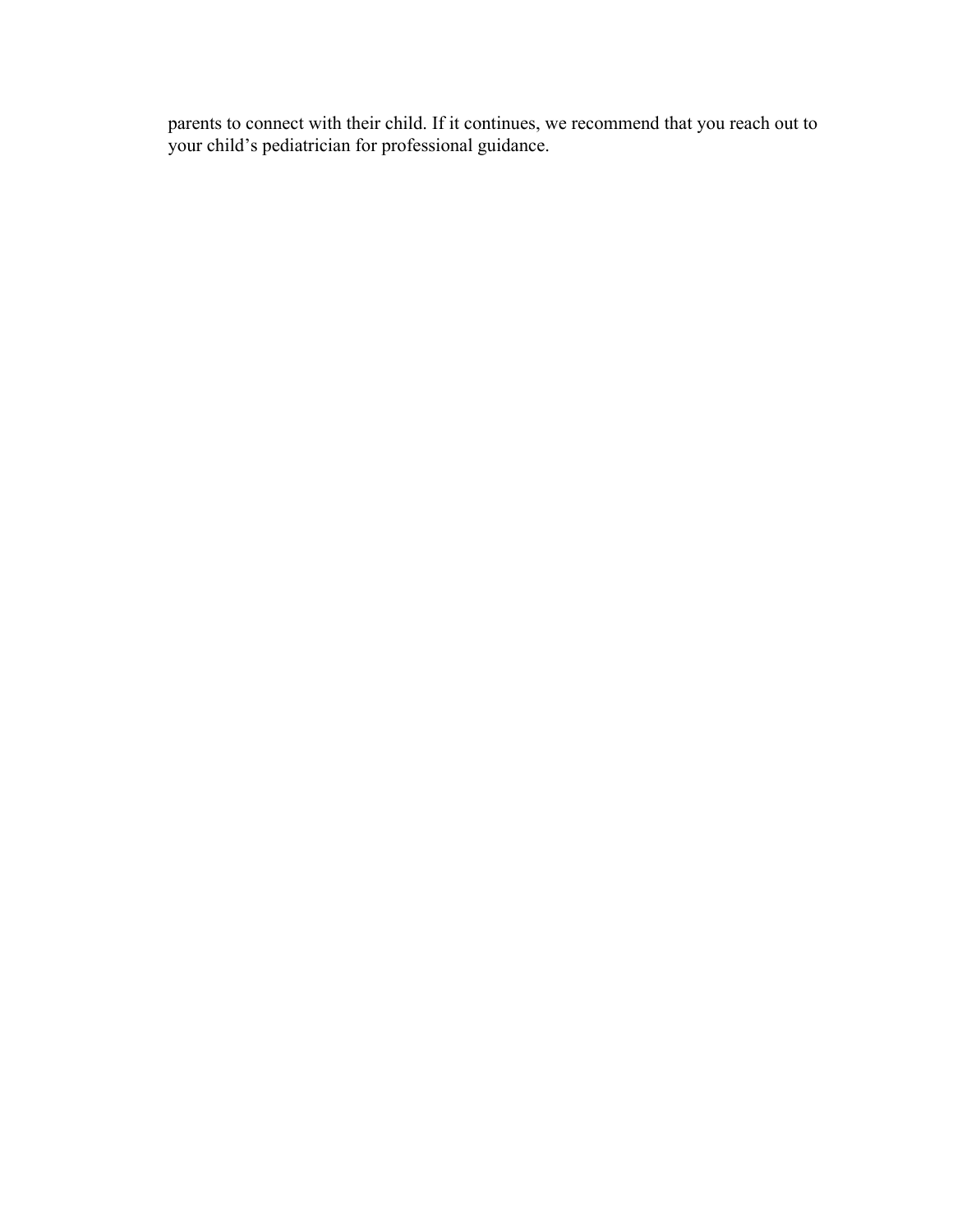parents to connect with their child. If it continues, we recommend that you reach out to your child’s pediatrician for professional guidance.